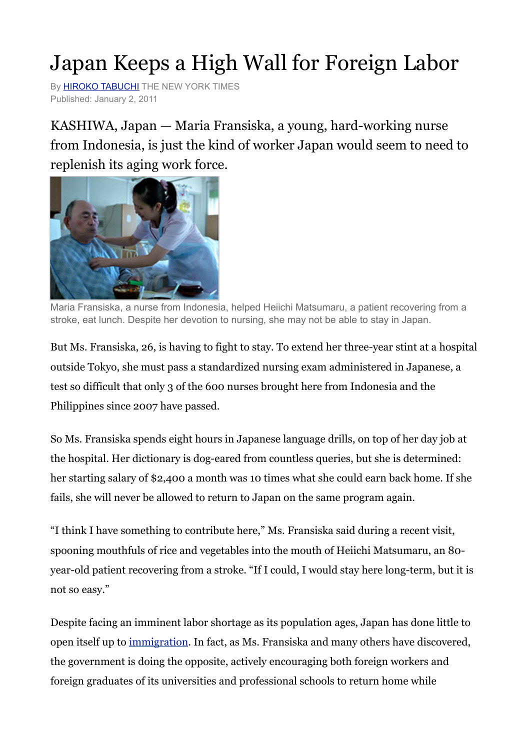# Japan Keeps a High Wall for Foreign Labor

By HIROKO TABUCHI THE NEW YORK TIMES
Published: January 2, 2011

KASHIWA, Japan — Maria Fransiska, a young, hard-working nurse from Indonesia, is just the kind of worker Japan would seem to need to replenish its aging work force.

Maria Fransiska, a nurse from Indonesia, helped Heiichi Matsumaru, a patient recovering from a stroke, eat lunch. Despite her devotion to nursing, she may not be able to stay in Japan.

But Ms. Fransiska, 26, is having to fight to stay. To extend her three-year stint at a hospital outside Tokyo, she must pass a standardized nursing exam administered in Japanese, a test so difficult that only 3 of the 600 nurses brought here from Indonesia and the Philippines since 2007 have passed.

So Ms. Fransiska spends eight hours in Japanese language drills, on top of her day job at the hospital. Her dictionary is dog-eared from countless queries, but she is determined: her starting salary of $2,400 a month was 10 times what she could earn back home. If she fails, she will never be allowed to return to Japan on the same program again.

"I think I have something to contribute here," Ms. Fransiska said during a recent visit, spooning mouthfuls of rice and vegetables into the mouth of Heiichi Matsumaru, an 80-year-old patient recovering from a stroke. "If I could, I would stay here long-term, but it is not so easy."

Despite facing an imminent labor shortage as its population ages, Japan has done little to open itself up to immigration. In fact, as Ms. Fransiska and many others have discovered, the government is doing the opposite, actively encouraging both foreign workers and foreign graduates of its universities and professional schools to return home while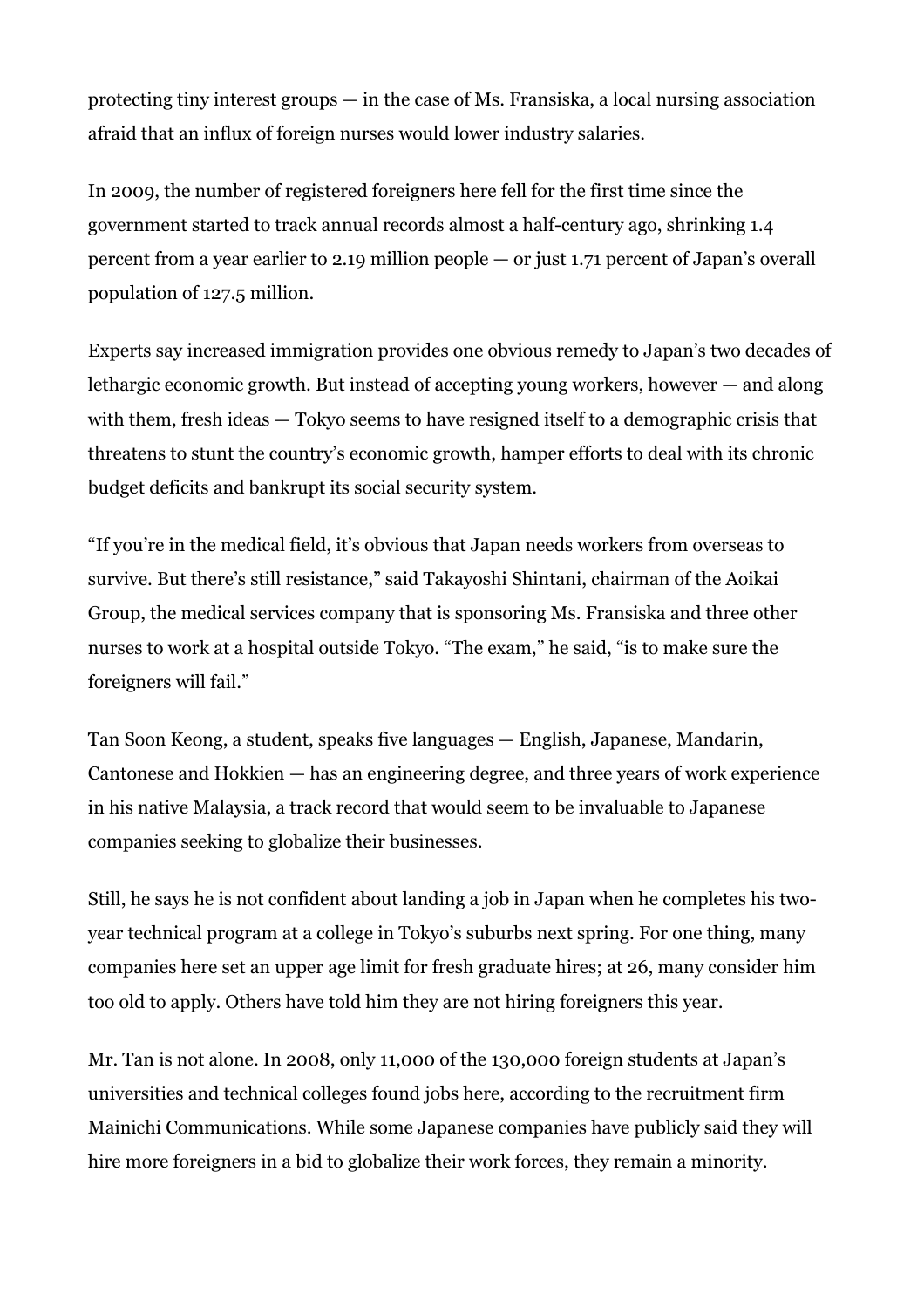protecting tiny interest groups — in the case of Ms. Fransiska, a local nursing association afraid that an influx of foreign nurses would lower industry salaries.

In 2009, the number of registered foreigners here fell for the first time since the government started to track annual records almost a half-century ago, shrinking 1.4 percent from a year earlier to 2.19 million people — or just 1.71 percent of Japan's overall population of 127.5 million.

Experts say increased immigration provides one obvious remedy to Japan's two decades of lethargic economic growth. But instead of accepting young workers, however — and along with them, fresh ideas — Tokyo seems to have resigned itself to a demographic crisis that threatens to stunt the country's economic growth, hamper efforts to deal with its chronic budget deficits and bankrupt its social security system.

"If you're in the medical field, it's obvious that Japan needs workers from overseas to survive. But there's still resistance," said Takayoshi Shintani, chairman of the Aoikai Group, the medical services company that is sponsoring Ms. Fransiska and three other nurses to work at a hospital outside Tokyo. "The exam," he said, "is to make sure the foreigners will fail."

Tan Soon Keong, a student, speaks five languages — English, Japanese, Mandarin, Cantonese and Hokkien — has an engineering degree, and three years of work experience in his native Malaysia, a track record that would seem to be invaluable to Japanese companies seeking to globalize their businesses.

Still, he says he is not confident about landing a job in Japan when he completes his two-year technical program at a college in Tokyo's suburbs next spring. For one thing, many companies here set an upper age limit for fresh graduate hires; at 26, many consider him too old to apply. Others have told him they are not hiring foreigners this year.

Mr. Tan is not alone. In 2008, only 11,000 of the 130,000 foreign students at Japan's universities and technical colleges found jobs here, according to the recruitment firm Mainichi Communications. While some Japanese companies have publicly said they will hire more foreigners in a bid to globalize their work forces, they remain a minority.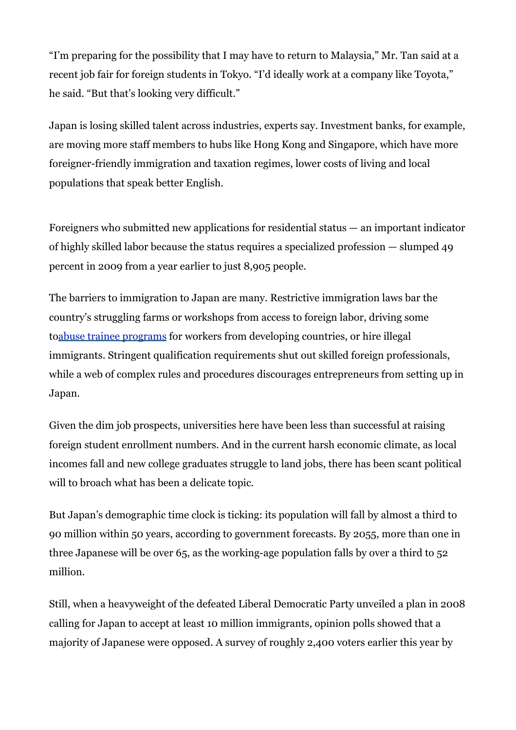“I’m preparing for the possibility that I may have to return to Malaysia,” Mr. Tan said at a recent job fair for foreign students in Tokyo. “I’d ideally work at a company like Toyota,” he said. “But that’s looking very difficult.”

Japan is losing skilled talent across industries, experts say. Investment banks, for example, are moving more staff members to hubs like Hong Kong and Singapore, which have more foreigner-friendly immigration and taxation regimes, lower costs of living and local populations that speak better English.

Foreigners who submitted new applications for residential status — an important indicator of highly skilled labor because the status requires a specialized profession — slumped 49 percent in 2009 from a year earlier to just 8,905 people.

The barriers to immigration to Japan are many. Restrictive immigration laws bar the country’s struggling farms or workshops from access to foreign labor, driving some to[abuse trainee programs] for workers from developing countries, or hire illegal immigrants. Stringent qualification requirements shut out skilled foreign professionals, while a web of complex rules and procedures discourages entrepreneurs from setting up in Japan.

Given the dim job prospects, universities here have been less than successful at raising foreign student enrollment numbers. And in the current harsh economic climate, as local incomes fall and new college graduates struggle to land jobs, there has been scant political will to broach what has been a delicate topic.

But Japan’s demographic time clock is ticking: its population will fall by almost a third to 90 million within 50 years, according to government forecasts. By 2055, more than one in three Japanese will be over 65, as the working-age population falls by over a third to 52 million.

Still, when a heavyweight of the defeated Liberal Democratic Party unveiled a plan in 2008 calling for Japan to accept at least 10 million immigrants, opinion polls showed that a majority of Japanese were opposed. A survey of roughly 2,400 voters earlier this year by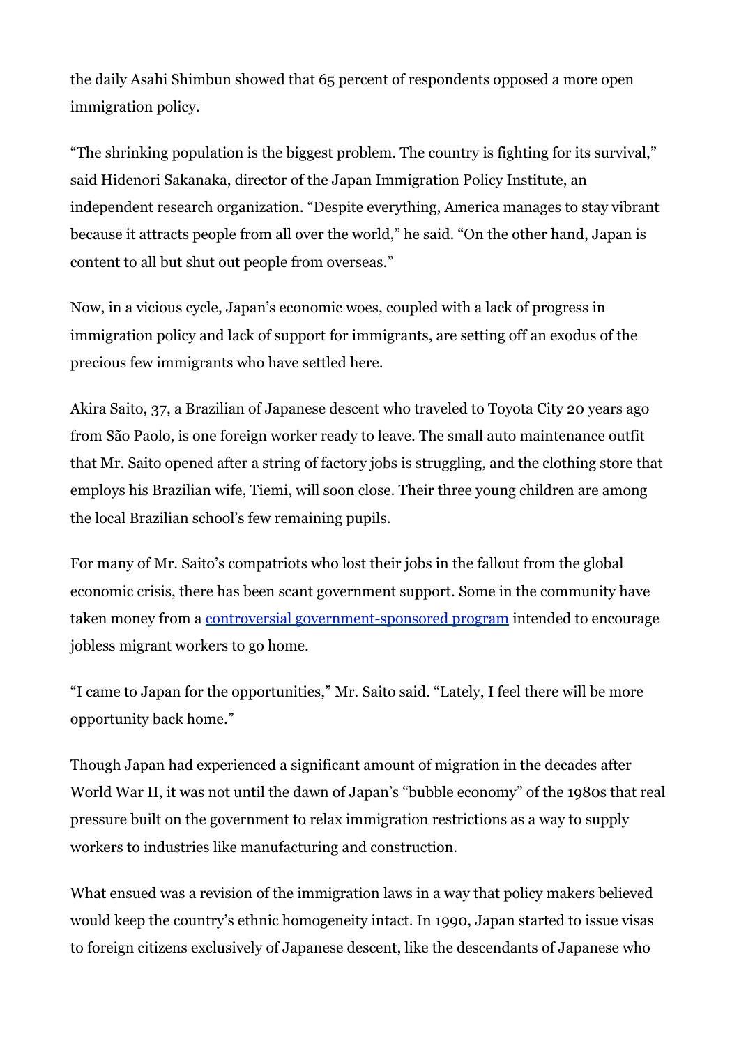the daily Asahi Shimbun showed that 65 percent of respondents opposed a more open immigration policy.

"The shrinking population is the biggest problem. The country is fighting for its survival," said Hidenori Sakanaka, director of the Japan Immigration Policy Institute, an independent research organization. "Despite everything, America manages to stay vibrant because it attracts people from all over the world," he said. "On the other hand, Japan is content to all but shut out people from overseas."

Now, in a vicious cycle, Japan's economic woes, coupled with a lack of progress in immigration policy and lack of support for immigrants, are setting off an exodus of the precious few immigrants who have settled here.

Akira Saito, 37, a Brazilian of Japanese descent who traveled to Toyota City 20 years ago from São Paolo, is one foreign worker ready to leave. The small auto maintenance outfit that Mr. Saito opened after a string of factory jobs is struggling, and the clothing store that employs his Brazilian wife, Tiemi, will soon close. Their three young children are among the local Brazilian school's few remaining pupils.

For many of Mr. Saito's compatriots who lost their jobs in the fallout from the global economic crisis, there has been scant government support. Some in the community have taken money from a controversial government-sponsored program intended to encourage jobless migrant workers to go home.

"I came to Japan for the opportunities," Mr. Saito said. "Lately, I feel there will be more opportunity back home."

Though Japan had experienced a significant amount of migration in the decades after World War II, it was not until the dawn of Japan's "bubble economy" of the 1980s that real pressure built on the government to relax immigration restrictions as a way to supply workers to industries like manufacturing and construction.

What ensued was a revision of the immigration laws in a way that policy makers believed would keep the country's ethnic homogeneity intact. In 1990, Japan started to issue visas to foreign citizens exclusively of Japanese descent, like the descendants of Japanese who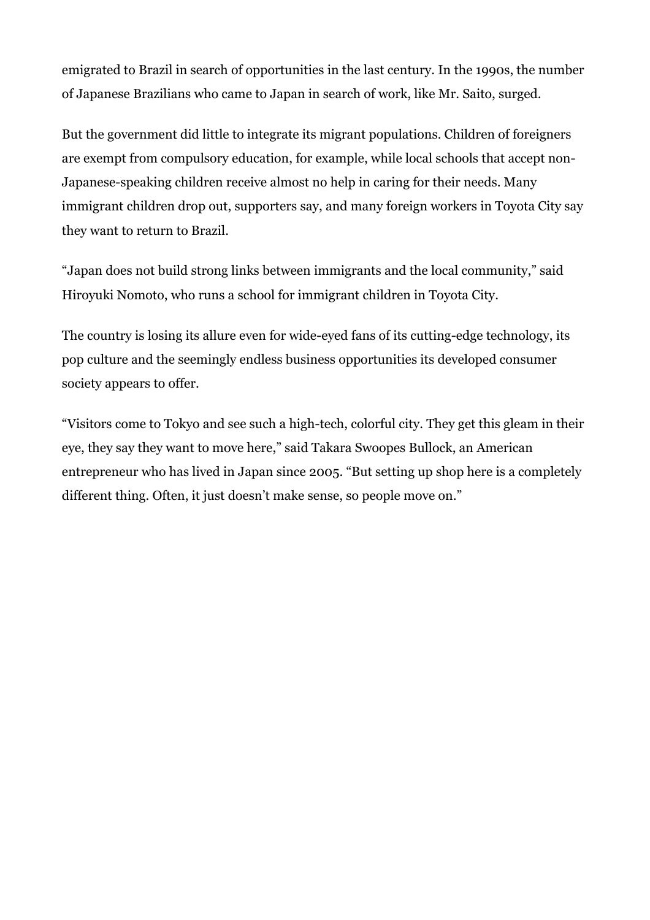emigrated to Brazil in search of opportunities in the last century. In the 1990s, the number of Japanese Brazilians who came to Japan in search of work, like Mr. Saito, surged.

But the government did little to integrate its migrant populations. Children of foreigners are exempt from compulsory education, for example, while local schools that accept non-Japanese-speaking children receive almost no help in caring for their needs. Many immigrant children drop out, supporters say, and many foreign workers in Toyota City say they want to return to Brazil.

"Japan does not build strong links between immigrants and the local community," said Hiroyuki Nomoto, who runs a school for immigrant children in Toyota City.

The country is losing its allure even for wide-eyed fans of its cutting-edge technology, its pop culture and the seemingly endless business opportunities its developed consumer society appears to offer.

"Visitors come to Tokyo and see such a high-tech, colorful city. They get this gleam in their eye, they say they want to move here," said Takara Swoopes Bullock, an American entrepreneur who has lived in Japan since 2005. "But setting up shop here is a completely different thing. Often, it just doesn't make sense, so people move on."